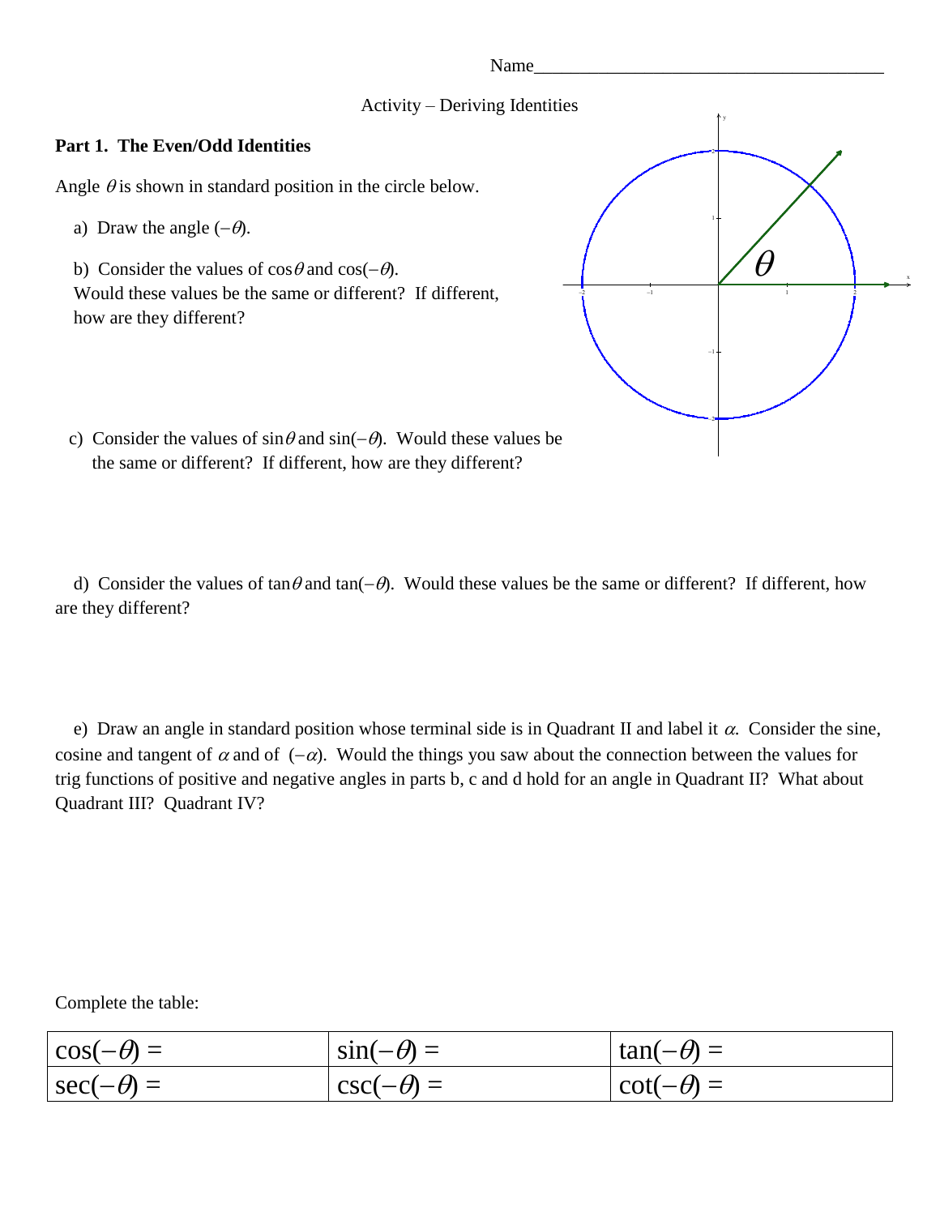Name______________________________________

Activity – Deriving Identities

**Part 1. The Even/Odd Identities**

Angle $\theta$ is shown in standard position in the circle below.

a) Draw the angle $(-\theta)$.

b) Consider the values of $\cos\theta$ and $\cos(-\theta)$. Would these values be the same or different? If different, how are they different?

c) Consider the values of $\sin\theta$ and $\sin(-\theta)$. Would these values be the same or different? If different, how are they different?

d) Consider the values of $\tan\theta$ and $\tan(-\theta)$. Would these values be the same or different? If different, how are they different?

e) Draw an angle in standard position whose terminal side is in Quadrant II and label it $\alpha$. Consider the sine, cosine and tangent of $\alpha$ and of $(-\alpha)$. Would the things you saw about the connection between the values for trig functions of positive and negative angles in parts b, c and d hold for an angle in Quadrant II? What about Quadrant III? Quadrant IV?

Complete the table:

| $\cos(-\theta) =$ | $\sin(-\theta) =$ | $\tan(-\theta) =$ |
|---|---|---|
| $\sec(-\theta) =$ | $\csc(-\theta) =$ | $\cot(-\theta) =$ |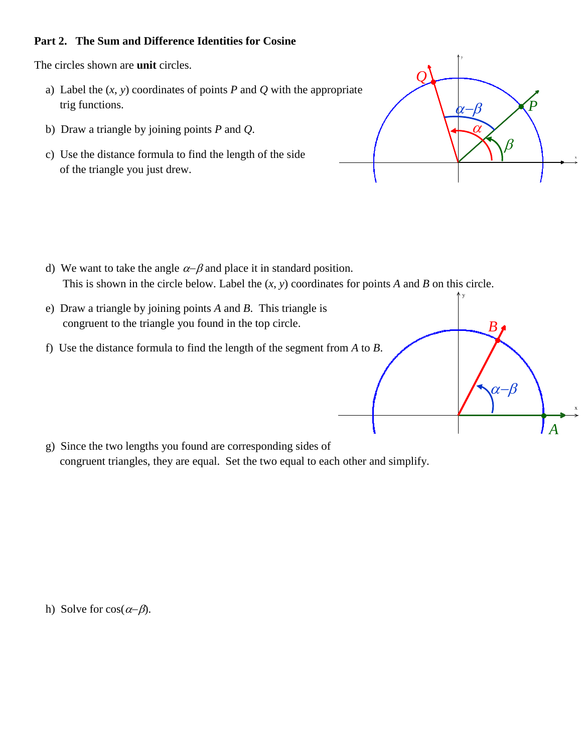**Part 2. The Sum and Difference Identities for Cosine**

The circles shown are **unit** circles.

a) Label the $(x, y)$ coordinates of points $P$ and $Q$ with the appropriate trig functions.

b) Draw a triangle by joining points $P$ and $Q$.

c) Use the distance formula to find the length of the side of the triangle you just drew.

d) We want to take the angle $\alpha - \beta$ and place it in standard position. This is shown in the circle below. Label the $(x, y)$ coordinates for points $A$ and $B$ on this circle.

e) Draw a triangle by joining points $A$ and $B$. This triangle is congruent to the triangle you found in the top circle.

f) Use the distance formula to find the length of the segment from $A$ to $B$.

g) Since the two lengths you found are corresponding sides of congruent triangles, they are equal. Set the two equal to each other and simplify.

h) Solve for $\cos(\alpha - \beta)$.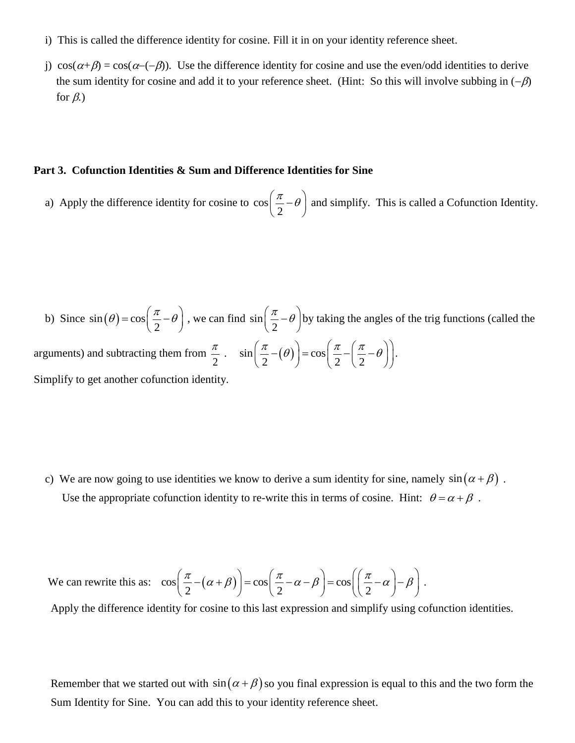i) This is called the difference identity for cosine. Fill it in on your identity reference sheet.

j) $\cos(\alpha+\beta) = \cos(\alpha-(-\beta))$. Use the difference identity for cosine and use the even/odd identities to derive the sum identity for cosine and add it to your reference sheet. (Hint: So this will involve subbing in $(-\beta)$ for $\beta$.)

**Part 3. Cofunction Identities & Sum and Difference Identities for Sine**

a) Apply the difference identity for cosine to $\cos\left(\frac{\pi}{2}-\theta\right)$ and simplify. This is called a Cofunction Identity.

b) Since $\sin(\theta) = \cos\left(\frac{\pi}{2}-\theta\right)$, we can find $\sin\left(\frac{\pi}{2}-\theta\right)$ by taking the angles of the trig functions (called the arguments) and subtracting them from $\frac{\pi}{2}$. $\sin\left(\frac{\pi}{2}-(\theta)\right) = \cos\left(\frac{\pi}{2}-\left(\frac{\pi}{2}-\theta\right)\right)$.

Simplify to get another cofunction identity.

c) We are now going to use identities we know to derive a sum identity for sine, namely $\sin(\alpha+\beta)$. Use the appropriate cofunction identity to re-write this in terms of cosine. Hint: $\theta = \alpha+\beta$.

We can rewrite this as: $\cos\left(\frac{\pi}{2}-(\alpha+\beta)\right) = \cos\left(\frac{\pi}{2}-\alpha-\beta\right) = \cos\left(\left(\frac{\pi}{2}-\alpha\right)-\beta\right)$.

Apply the difference identity for cosine to this last expression and simplify using cofunction identities.

Remember that we started out with $\sin(\alpha+\beta)$ so you final expression is equal to this and the two form the Sum Identity for Sine. You can add this to your identity reference sheet.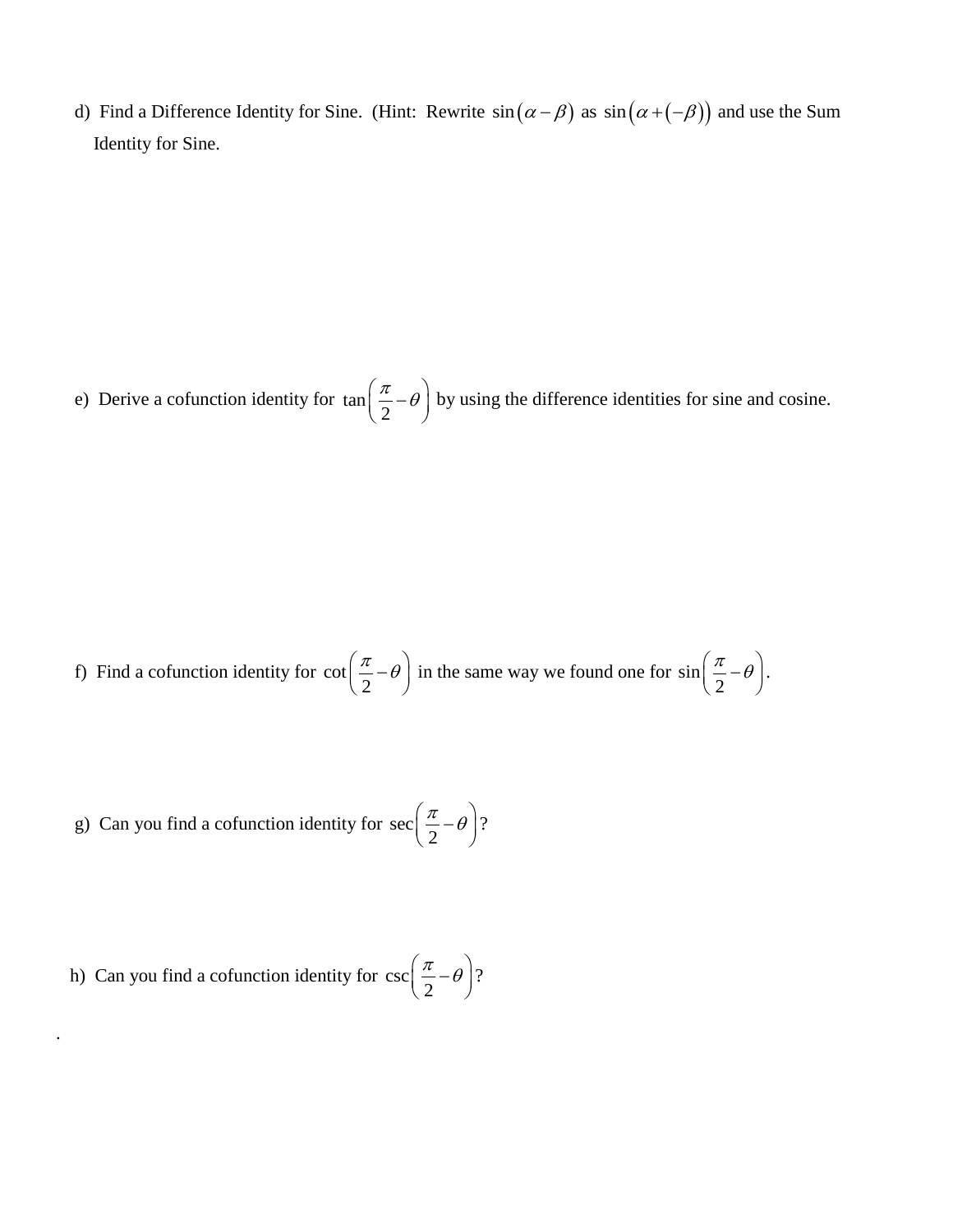d) Find a Difference Identity for Sine. (Hint: Rewrite $\sin(\alpha - \beta)$ as $\sin(\alpha + (-\beta))$ and use the Sum Identity for Sine.

e) Derive a cofunction identity for $\tan\left(\frac{\pi}{2} - \theta\right)$ by using the difference identities for sine and cosine.

f) Find a cofunction identity for $\cot\left(\frac{\pi}{2} - \theta\right)$ in the same way we found one for $\sin\left(\frac{\pi}{2} - \theta\right)$.

g) Can you find a cofunction identity for $\sec\left(\frac{\pi}{2} - \theta\right)$?

h) Can you find a cofunction identity for $\csc\left(\frac{\pi}{2} - \theta\right)$?

.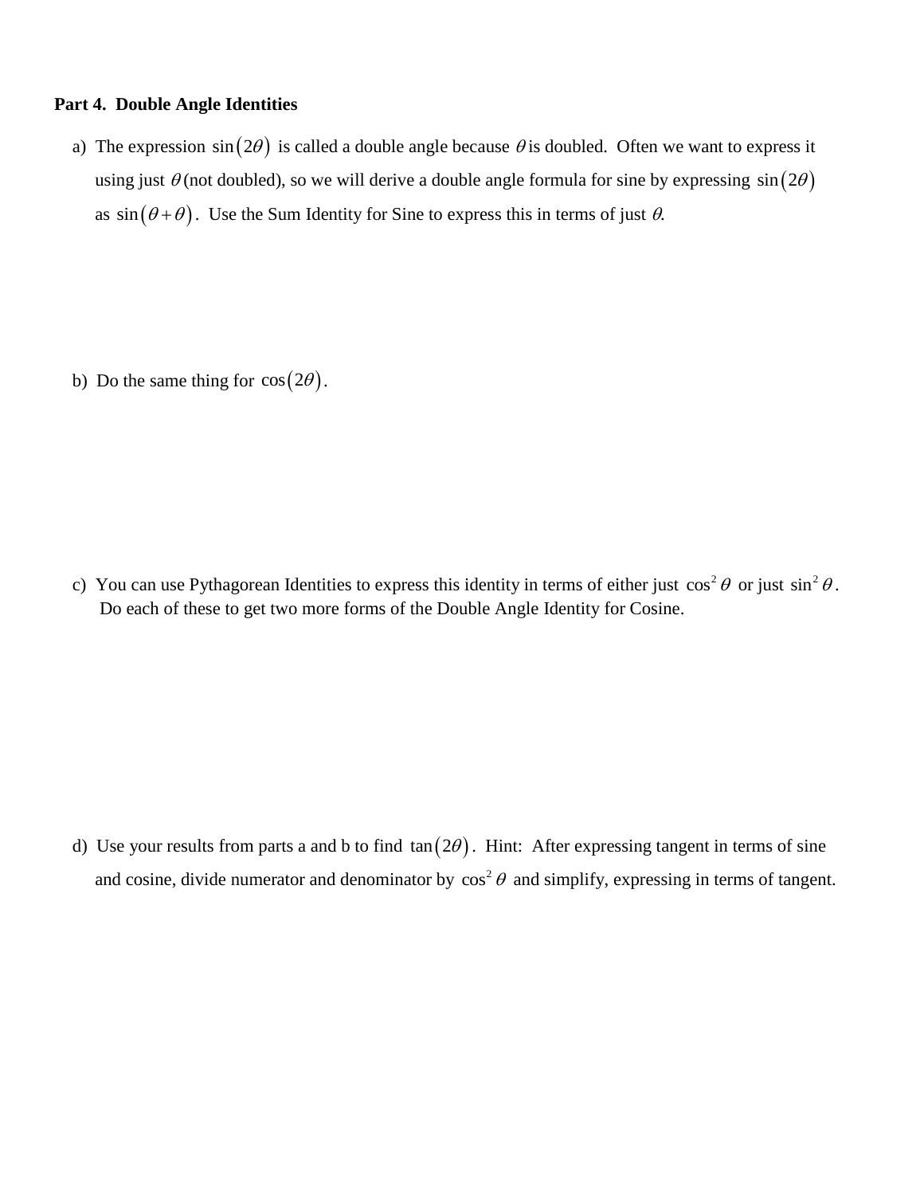**Part 4. Double Angle Identities**

a) The expression $\sin(2\theta)$ is called a double angle because $\theta$ is doubled. Often we want to express it using just $\theta$ (not doubled), so we will derive a double angle formula for sine by expressing $\sin(2\theta)$ as $\sin(\theta+\theta)$. Use the Sum Identity for Sine to express this in terms of just $\theta$.

b) Do the same thing for $\cos(2\theta)$.

c) You can use Pythagorean Identities to express this identity in terms of either just $\cos^2\theta$ or just $\sin^2\theta$. Do each of these to get two more forms of the Double Angle Identity for Cosine.

d) Use your results from parts a and b to find $\tan(2\theta)$. Hint: After expressing tangent in terms of sine and cosine, divide numerator and denominator by $\cos^2\theta$ and simplify, expressing in terms of tangent.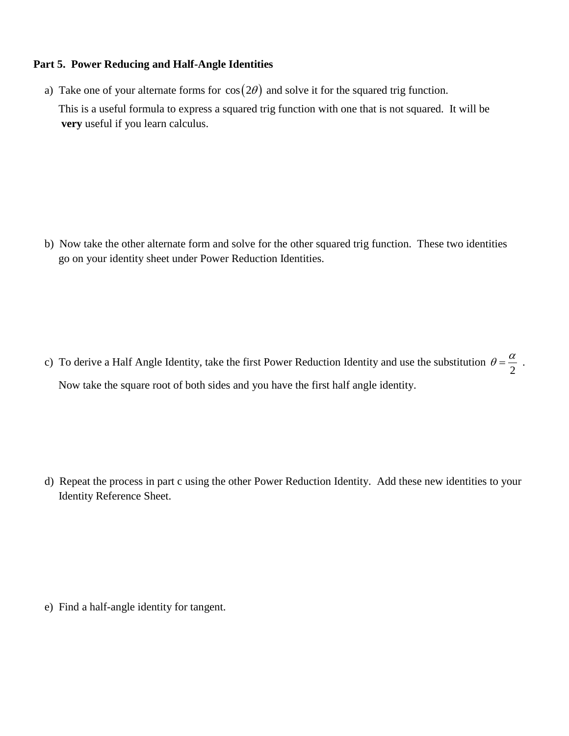**Part 5. Power Reducing and Half-Angle Identities**

a) Take one of your alternate forms for $\cos(2\theta)$ and solve it for the squared trig function.

This is a useful formula to express a squared trig function with one that is not squared. It will be **very** useful if you learn calculus.

b) Now take the other alternate form and solve for the other squared trig function. These two identities go on your identity sheet under Power Reduction Identities.

c) To derive a Half Angle Identity, take the first Power Reduction Identity and use the substitution $\theta = \frac{\alpha}{2}$ .

Now take the square root of both sides and you have the first half angle identity.

d) Repeat the process in part c using the other Power Reduction Identity. Add these new identities to your Identity Reference Sheet.

e) Find a half-angle identity for tangent.